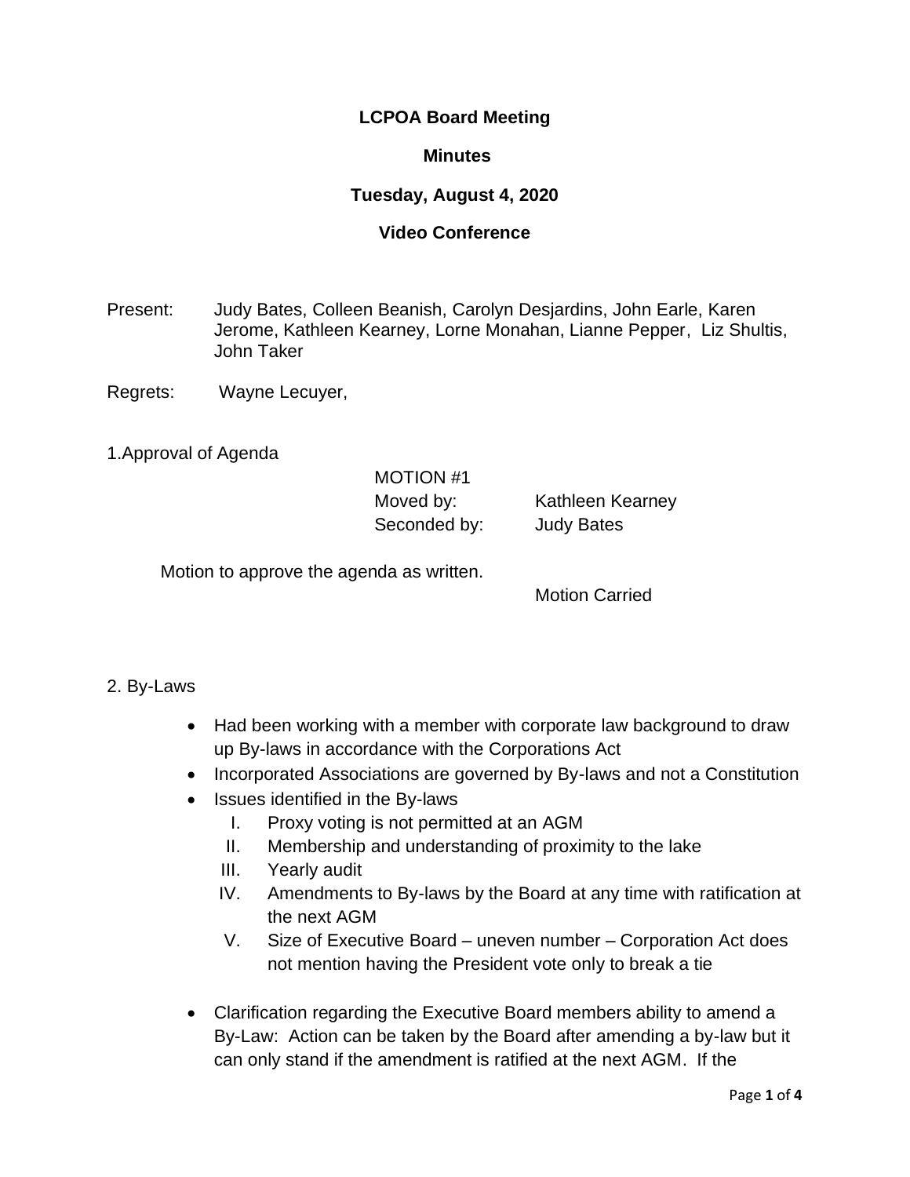**LCPOA Board Meeting**

**Minutes**

**Tuesday, August 4, 2020**

**Video Conference**

Present: Judy Bates, Colleen Beanish, Carolyn Desjardins, John Earle, Karen Jerome, Kathleen Kearney, Lorne Monahan, Lianne Pepper, Liz Shultis, John Taker

Regrets: Wayne Lecuyer,

1.Approval of Agenda

MOTION #1
Moved by: Kathleen Kearney
Seconded by: Judy Bates

Motion to approve the agenda as written.

Motion Carried

2. By-Laws

- Had been working with a member with corporate law background to draw up By-laws in accordance with the Corporations Act
- Incorporated Associations are governed by By-laws and not a Constitution
- Issues identified in the By-laws
  I. Proxy voting is not permitted at an AGM
  II. Membership and understanding of proximity to the lake
  III. Yearly audit
  IV. Amendments to By-laws by the Board at any time with ratification at the next AGM
  V. Size of Executive Board – uneven number – Corporation Act does not mention having the President vote only to break a tie

- Clarification regarding the Executive Board members ability to amend a By-Law: Action can be taken by the Board after amending a by-law but it can only stand if the amendment is ratified at the next AGM. If the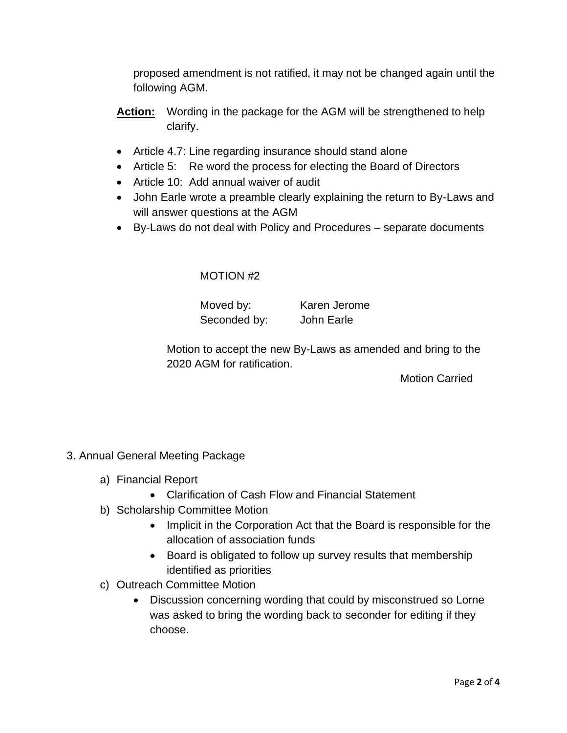proposed amendment is not ratified, it may not be changed again until the following AGM.

**Action:** Wording in the package for the AGM will be strengthened to help clarify.

- Article 4.7: Line regarding insurance should stand alone
- Article 5: Re word the process for electing the Board of Directors
- Article 10: Add annual waiver of audit
- John Earle wrote a preamble clearly explaining the return to By-Laws and will answer questions at the AGM
- By-Laws do not deal with Policy and Procedures – separate documents

MOTION #2

Moved by: Karen Jerome
Seconded by: John Earle

Motion to accept the new By-Laws as amended and bring to the 2020 AGM for ratification.

Motion Carried

3. Annual General Meeting Package

a) Financial Report
   - Clarification of Cash Flow and Financial Statement

b) Scholarship Committee Motion
   - Implicit in the Corporation Act that the Board is responsible for the allocation of association funds
   - Board is obligated to follow up survey results that membership identified as priorities

c) Outreach Committee Motion
   - Discussion concerning wording that could by misconstrued so Lorne was asked to bring the wording back to seconder for editing if they choose.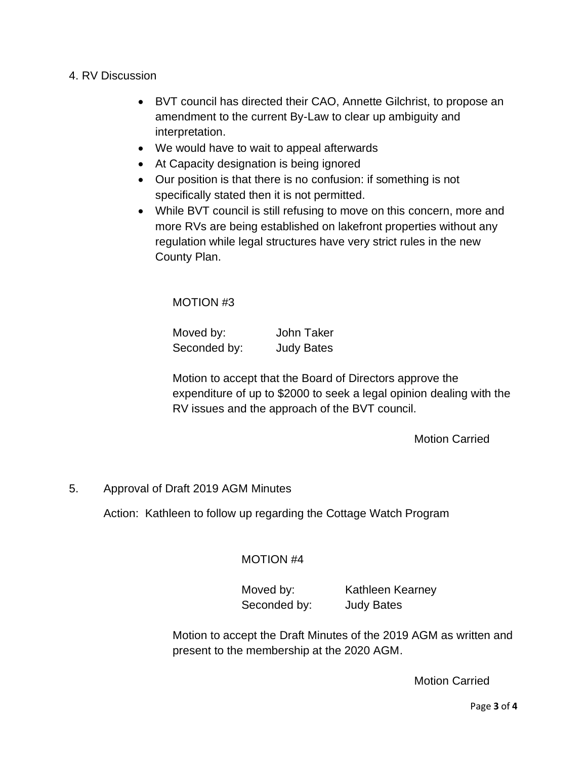4. RV Discussion

- BVT council has directed their CAO, Annette Gilchrist, to propose an amendment to the current By-Law to clear up ambiguity and interpretation.
- We would have to wait to appeal afterwards
- At Capacity designation is being ignored
- Our position is that there is no confusion: if something is not specifically stated then it is not permitted.
- While BVT council is still refusing to move on this concern, more and more RVs are being established on lakefront properties without any regulation while legal structures have very strict rules in the new County Plan.

MOTION #3

Moved by: John Taker
Seconded by: Judy Bates

Motion to accept that the Board of Directors approve the expenditure of up to $2000 to seek a legal opinion dealing with the RV issues and the approach of the BVT council.

Motion Carried

5. Approval of Draft 2019 AGM Minutes

Action: Kathleen to follow up regarding the Cottage Watch Program

MOTION #4

Moved by: Kathleen Kearney
Seconded by: Judy Bates

Motion to accept the Draft Minutes of the 2019 AGM as written and present to the membership at the 2020 AGM.

Motion Carried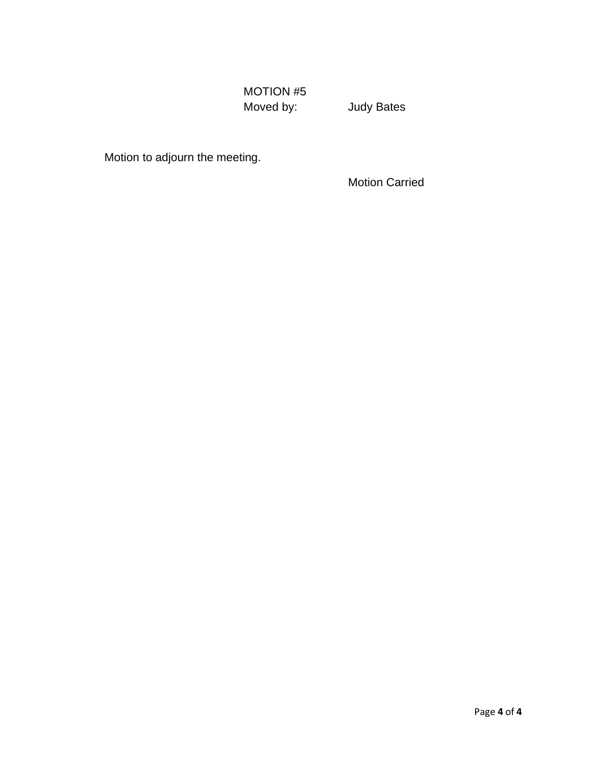MOTION #5
Moved by: Judy Bates

Motion to adjourn the meeting.

Motion Carried